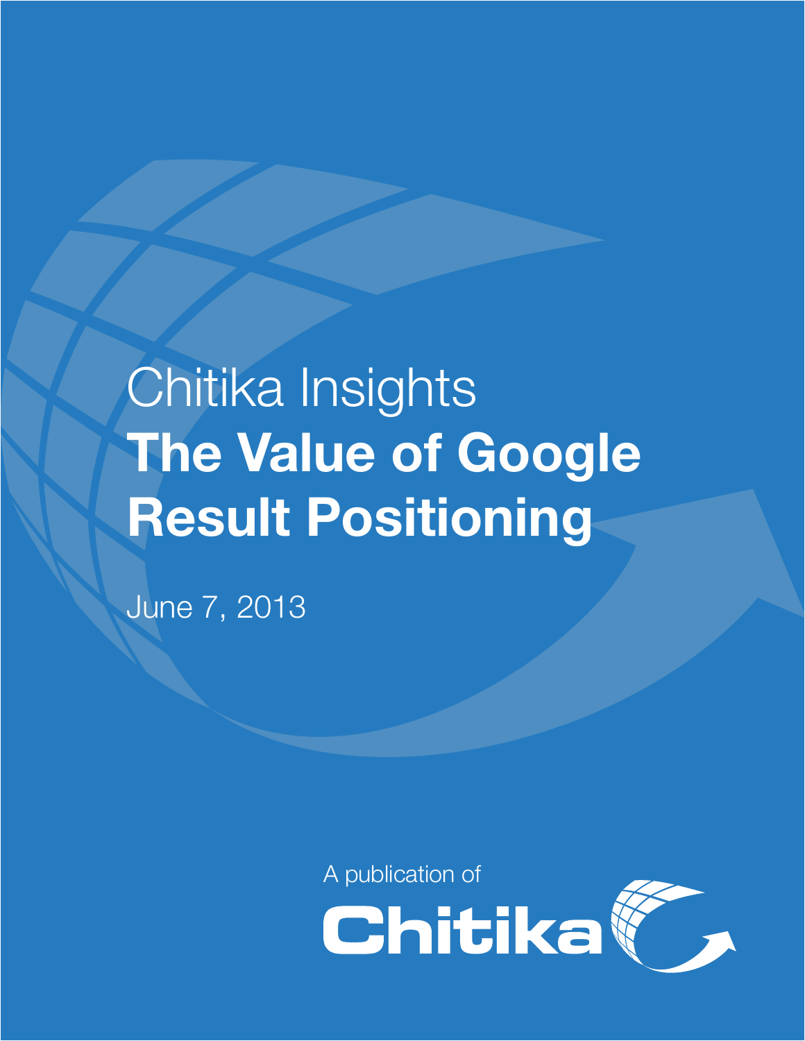Chitika Insights

# The Value of Google Result Positioning

June 7, 2013

A publication of

Chitika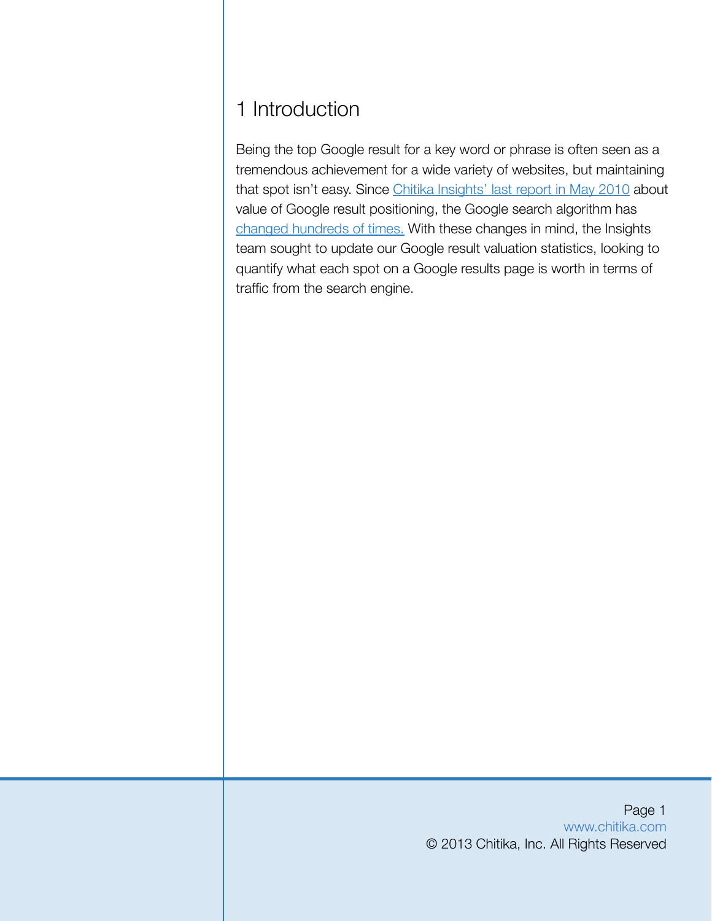# 1 Introduction

Being the top Google result for a key word or phrase is often seen as a tremendous achievement for a wide variety of websites, but maintaining that spot isn't easy. Since Chitika Insights' last report in May 2010 about value of Google result positioning, the Google search algorithm has changed hundreds of times. With these changes in mind, the Insights team sought to update our Google result valuation statistics, looking to quantify what each spot on a Google results page is worth in terms of traffic from the search engine.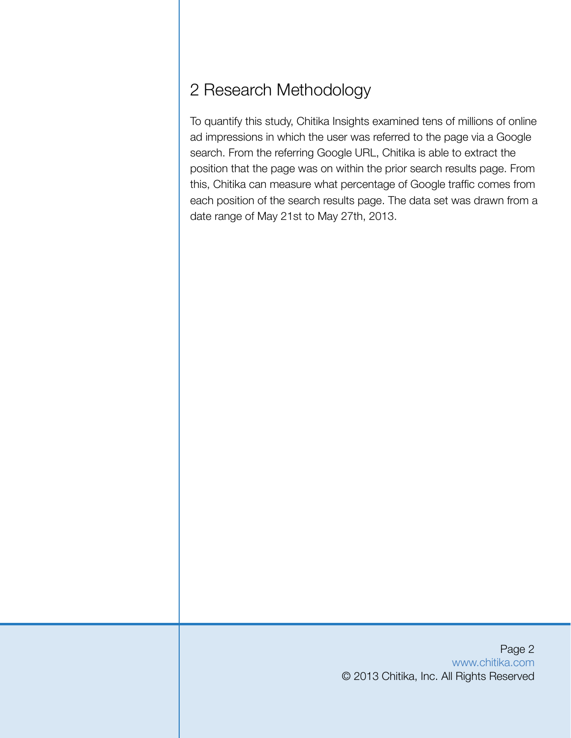## 2 Research Methodology

To quantify this study, Chitika Insights examined tens of millions of online ad impressions in which the user was referred to the page via a Google search. From the referring Google URL, Chitika is able to extract the position that the page was on within the prior search results page. From this, Chitika can measure what percentage of Google traffic comes from each position of the search results page. The data set was drawn from a date range of May 21st to May 27th, 2013.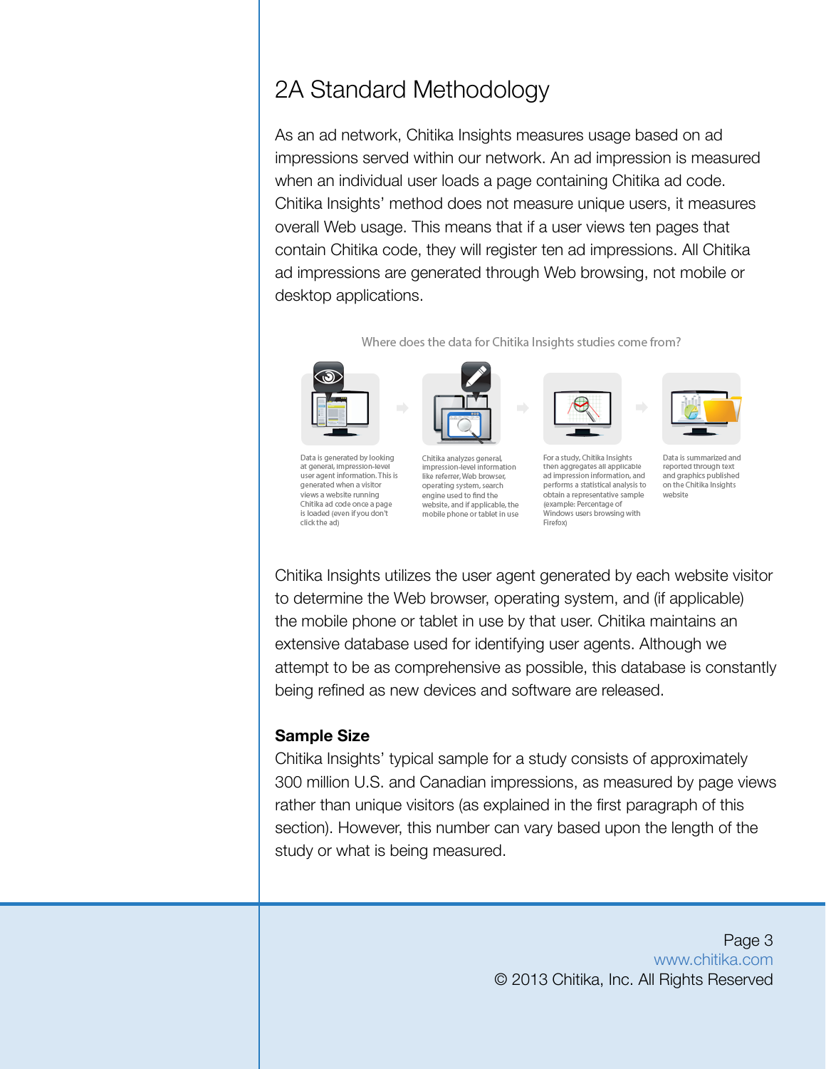## 2A Standard Methodology

As an ad network, Chitika Insights measures usage based on ad impressions served within our network. An ad impression is measured when an individual user loads a page containing Chitika ad code. Chitika Insights' method does not measure unique users, it measures overall Web usage. This means that if a user views ten pages that contain Chitika code, they will register ten ad impressions. All Chitika ad impressions are generated through Web browsing, not mobile or desktop applications.

Where does the data for Chitika Insights studies come from?

Data is generated by looking at general, impression-level user agent information. This is generated when a visitor views a website running Chitika ad code once a page is loaded (even if you don't click the ad)

Chitika analyzes general, impression-level information like referrer, Web browser, operating system, search engine used to find the website, and if applicable, the mobile phone or tablet in use

For a study, Chitika Insights then aggregates all applicable ad impression information, and performs a statistical analysis to obtain a representative sample (example: Percentage of Windows users browsing with Firefox)

Data is summarized and reported through text and graphics published on the Chitika Insights website

Chitika Insights utilizes the user agent generated by each website visitor to determine the Web browser, operating system, and (if applicable) the mobile phone or tablet in use by that user. Chitika maintains an extensive database used for identifying user agents. Although we attempt to be as comprehensive as possible, this database is constantly being refined as new devices and software are released.

**Sample Size**

Chitika Insights' typical sample for a study consists of approximately 300 million U.S. and Canadian impressions, as measured by page views rather than unique visitors (as explained in the first paragraph of this section). However, this number can vary based upon the length of the study or what is being measured.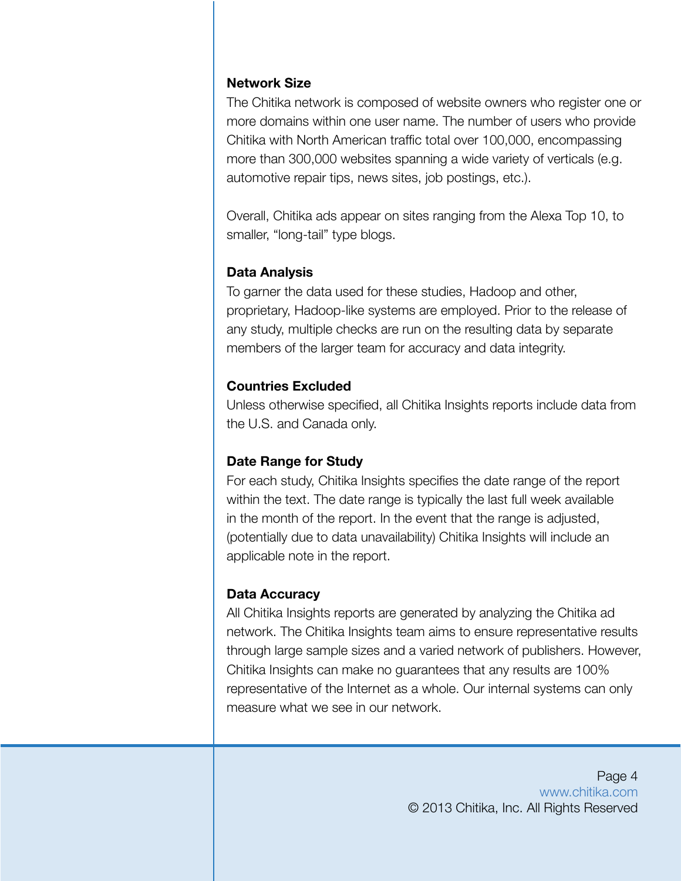### Network Size

The Chitika network is composed of website owners who register one or more domains within one user name. The number of users who provide Chitika with North American traffic total over 100,000, encompassing more than 300,000 websites spanning a wide variety of verticals (e.g. automotive repair tips, news sites, job postings, etc.).

Overall, Chitika ads appear on sites ranging from the Alexa Top 10, to smaller, "long-tail" type blogs.

### Data Analysis

To garner the data used for these studies, Hadoop and other, proprietary, Hadoop-like systems are employed. Prior to the release of any study, multiple checks are run on the resulting data by separate members of the larger team for accuracy and data integrity.

### Countries Excluded

Unless otherwise specified, all Chitika Insights reports include data from the U.S. and Canada only.

### Date Range for Study

For each study, Chitika Insights specifies the date range of the report within the text. The date range is typically the last full week available in the month of the report. In the event that the range is adjusted, (potentially due to data unavailability) Chitika Insights will include an applicable note in the report.

### Data Accuracy

All Chitika Insights reports are generated by analyzing the Chitika ad network. The Chitika Insights team aims to ensure representative results through large sample sizes and a varied network of publishers. However, Chitika Insights can make no guarantees that any results are 100% representative of the Internet as a whole. Our internal systems can only measure what we see in our network.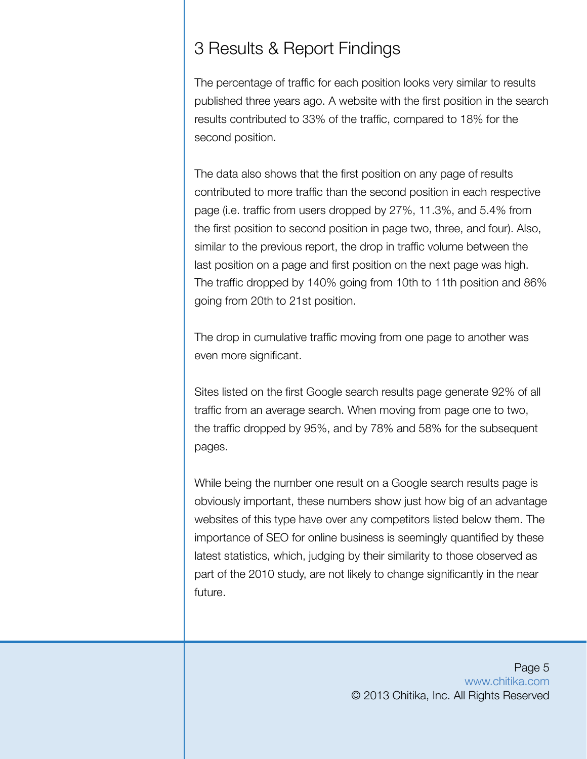# 3 Results & Report Findings

The percentage of traffic for each position looks very similar to results published three years ago. A website with the first position in the search results contributed to 33% of the traffic, compared to 18% for the second position.

The data also shows that the first position on any page of results contributed to more traffic than the second position in each respective page (i.e. traffic from users dropped by 27%, 11.3%, and 5.4% from the first position to second position in page two, three, and four). Also, similar to the previous report, the drop in traffic volume between the last position on a page and first position on the next page was high. The traffic dropped by 140% going from 10th to 11th position and 86% going from 20th to 21st position.

The drop in cumulative traffic moving from one page to another was even more significant.

Sites listed on the first Google search results page generate 92% of all traffic from an average search. When moving from page one to two, the traffic dropped by 95%, and by 78% and 58% for the subsequent pages.

While being the number one result on a Google search results page is obviously important, these numbers show just how big of an advantage websites of this type have over any competitors listed below them. The importance of SEO for online business is seemingly quantified by these latest statistics, which, judging by their similarity to those observed as part of the 2010 study, are not likely to change significantly in the near future.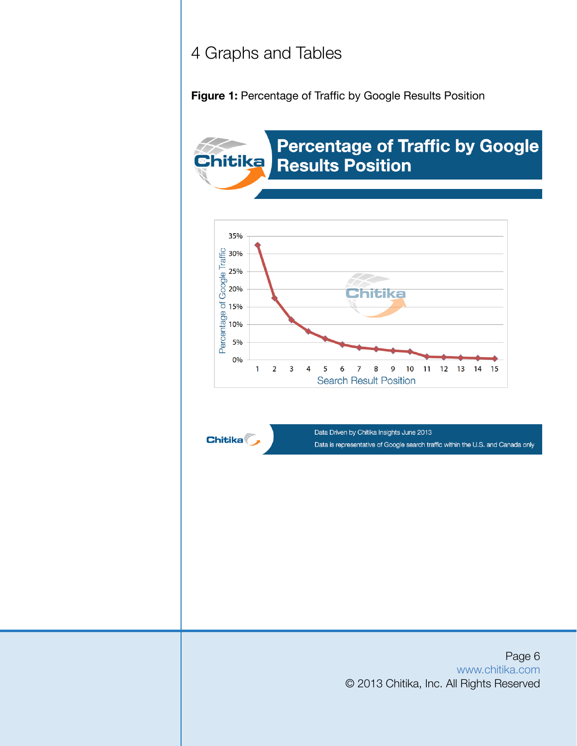# 4 Graphs and Tables

**Figure 1:** Percentage of Traffic by Google Results Position

**Percentage of Traffic by Google Results Position**

Percentage of Google Traffic

Search Result Position

Data Driven by Chitika Insights June 2013

Data is representative of Google search traffic within the U.S. and Canada only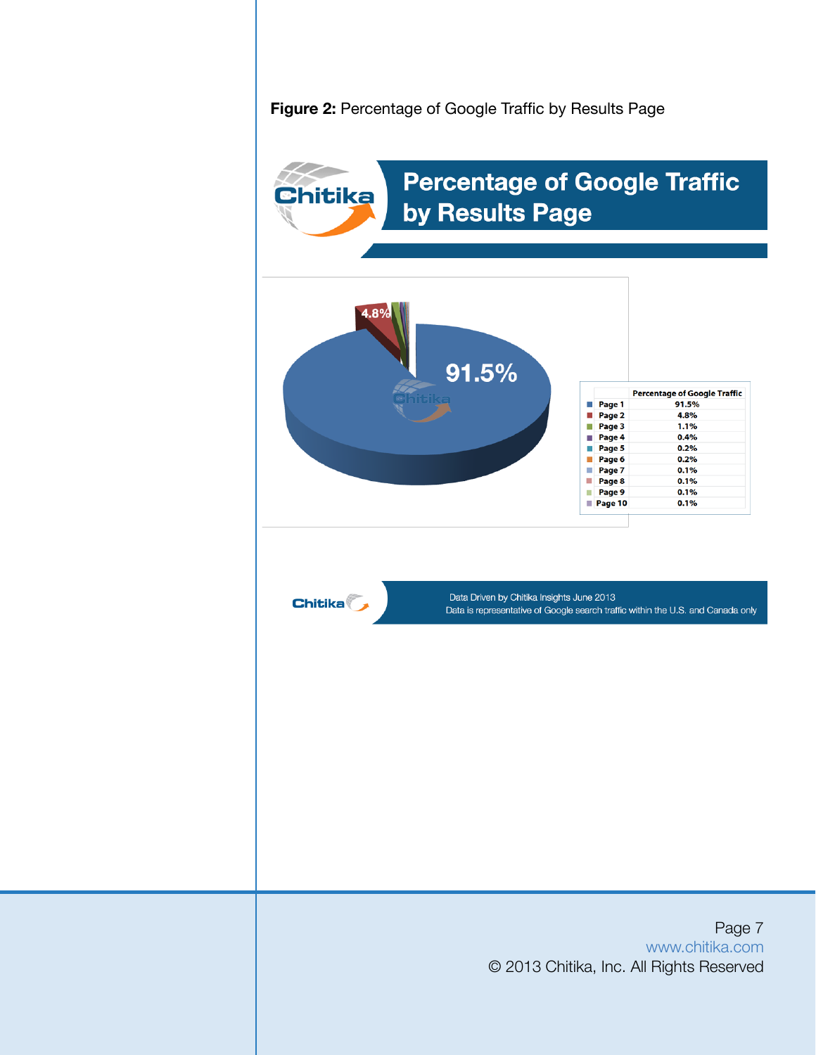**Figure 2:** Percentage of Google Traffic by Results Page

## Percentage of Google Traffic by Results Page

| | Percentage of Google Traffic |
|---|---|
| Page 1 | 91.5% |
| Page 2 | 4.8% |
| Page 3 | 1.1% |
| Page 4 | 0.4% |
| Page 5 | 0.2% |
| Page 6 | 0.2% |
| Page 7 | 0.1% |
| Page 8 | 0.1% |
| Page 9 | 0.1% |
| Page 10 | 0.1% |

Data Driven by Chitika Insights June 2013
Data is representative of Google search traffic within the U.S. and Canada only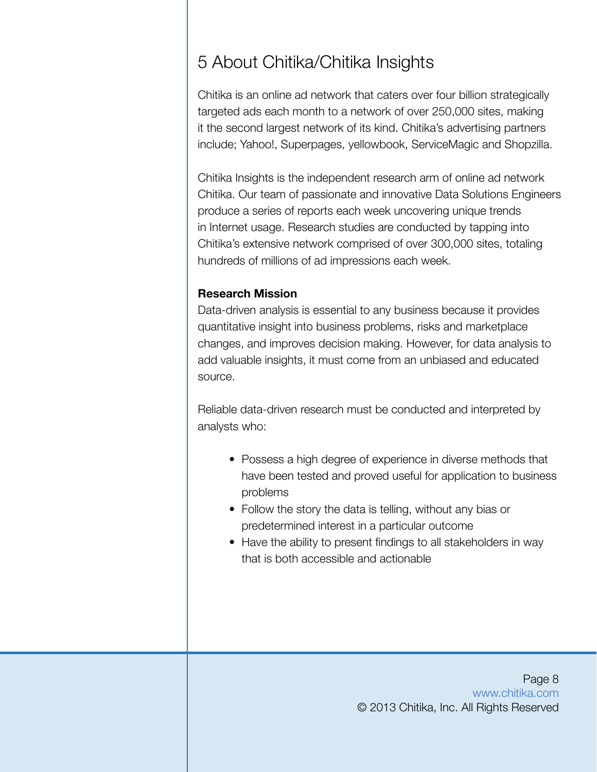# 5 About Chitika/Chitika Insights

Chitika is an online ad network that caters over four billion strategically targeted ads each month to a network of over 250,000 sites, making it the second largest network of its kind. Chitika's advertising partners include; Yahoo!, Superpages, yellowbook, ServiceMagic and Shopzilla.

Chitika Insights is the independent research arm of online ad network Chitika. Our team of passionate and innovative Data Solutions Engineers produce a series of reports each week uncovering unique trends in Internet usage. Research studies are conducted by tapping into Chitika's extensive network comprised of over 300,000 sites, totaling hundreds of millions of ad impressions each week.

**Research Mission**

Data-driven analysis is essential to any business because it provides quantitative insight into business problems, risks and marketplace changes, and improves decision making. However, for data analysis to add valuable insights, it must come from an unbiased and educated source.

Reliable data-driven research must be conducted and interpreted by analysts who:

- Possess a high degree of experience in diverse methods that have been tested and proved useful for application to business problems
- Follow the story the data is telling, without any bias or predetermined interest in a particular outcome
- Have the ability to present findings to all stakeholders in way that is both accessible and actionable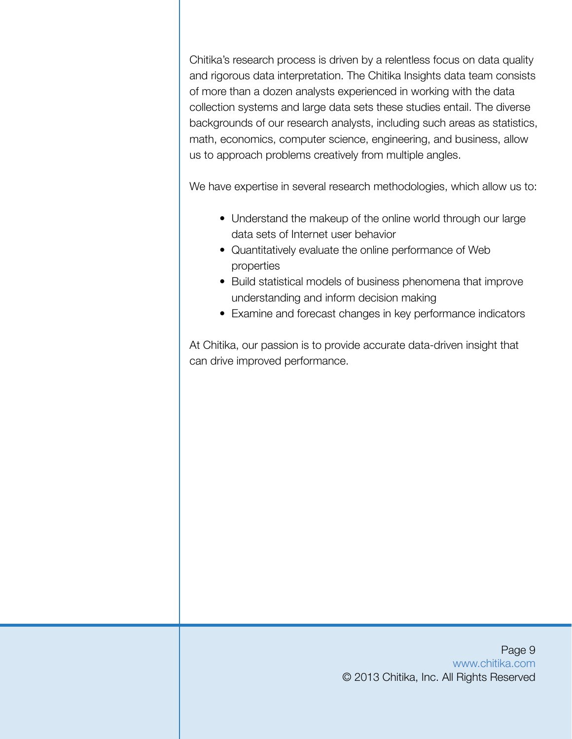Chitika's research process is driven by a relentless focus on data quality and rigorous data interpretation. The Chitika Insights data team consists of more than a dozen analysts experienced in working with the data collection systems and large data sets these studies entail. The diverse backgrounds of our research analysts, including such areas as statistics, math, economics, computer science, engineering, and business, allow us to approach problems creatively from multiple angles.

We have expertise in several research methodologies, which allow us to:

- Understand the makeup of the online world through our large data sets of Internet user behavior
- Quantitatively evaluate the online performance of Web properties
- Build statistical models of business phenomena that improve understanding and inform decision making
- Examine and forecast changes in key performance indicators

At Chitika, our passion is to provide accurate data-driven insight that can drive improved performance.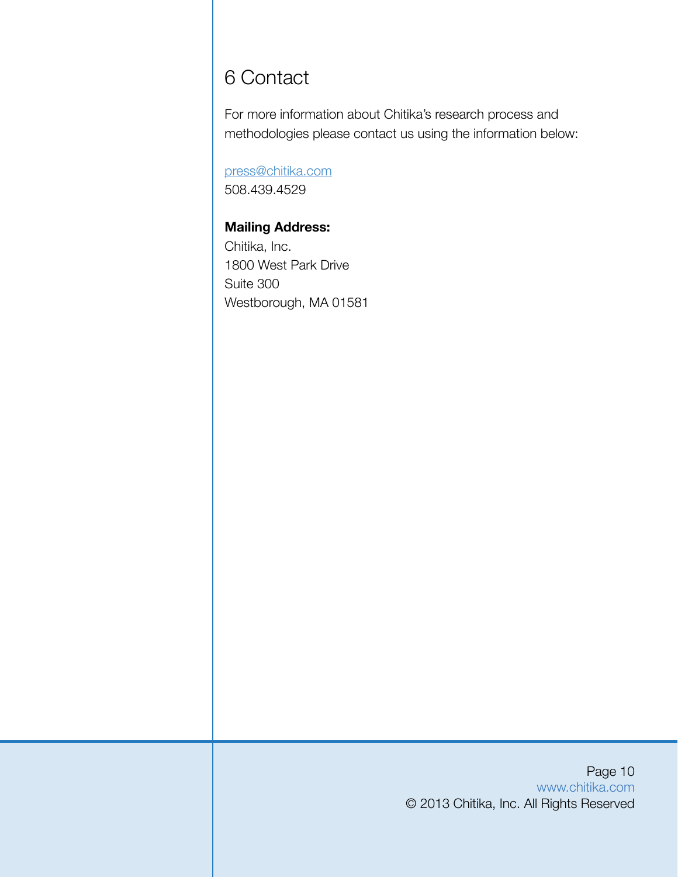# 6 Contact

For more information about Chitika's research process and methodologies please contact us using the information below:

press@chitika.com
508.439.4529

**Mailing Address:**
Chitika, Inc.
1800 West Park Drive
Suite 300
Westborough, MA 01581